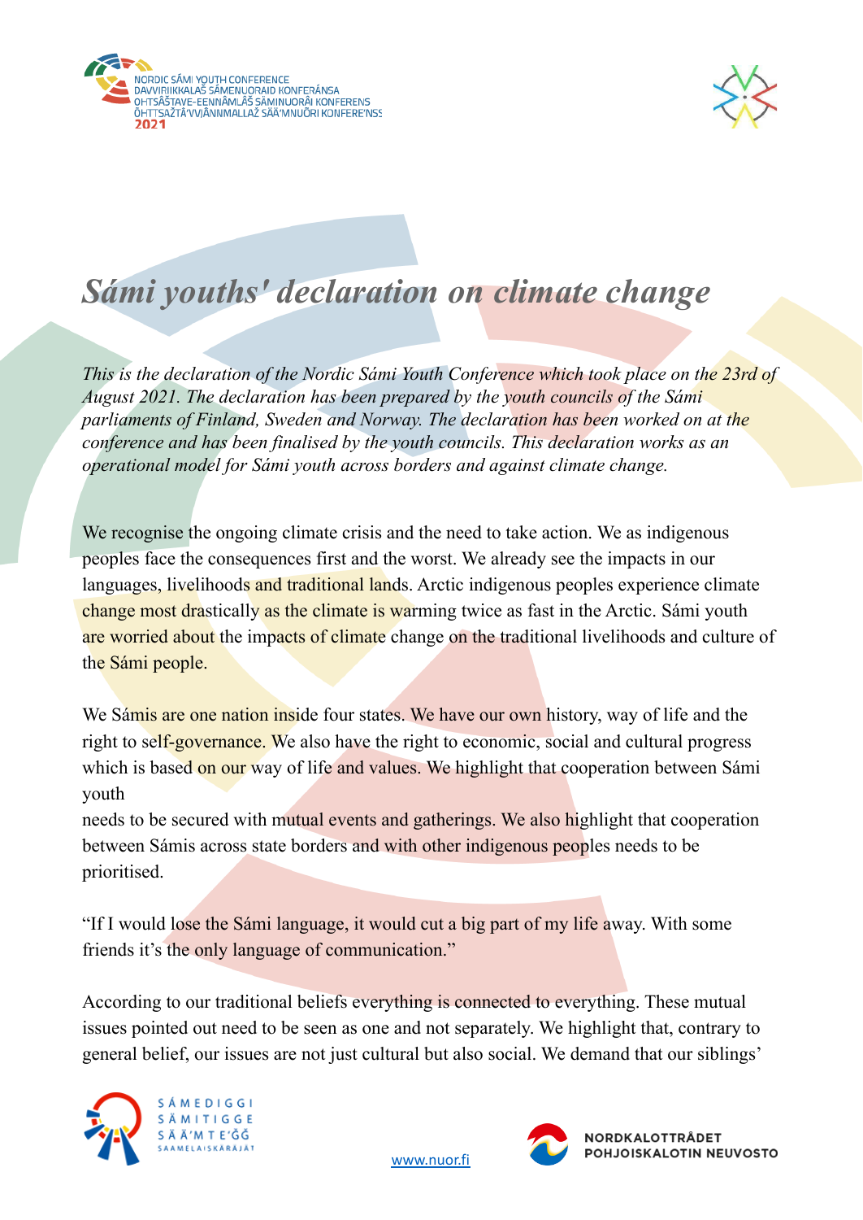# *Sámi youths' declaration on climate change*

*This is the declaration of the Nordic Sámi Youth Conference which took place on the 23rd of August 2021. The declaration has been prepared by the youth councils of the Sámi parliaments of Finland, Sweden and Norway. The declaration has been worked on at the conference and has been finalised by the youth councils. This declaration works as an operational model for Sámi youth across borders and against climate change.*

We recognise the ongoing climate crisis and the need to take action. We as indigenous peoples face the consequences first and the worst. We already see the impacts in our languages, livelihoods and traditional lands. Arctic indigenous peoples experience climate change most drastically as the climate is warming twice as fast in the Arctic. Sámi youth are worried about the impacts of climate change on the traditional livelihoods and culture of the Sámi people.

We Sámis are one nation inside four states. We have our own history, way of life and the right to self-governance. We also have the right to economic, social and cultural progress which is based on our way of life and values. We highlight that cooperation between Sámi youth needs to be secured with mutual events and gatherings. We also highlight that cooperation between Sámis across state borders and with other indigenous peoples needs to be prioritised.

"If I would lose the Sámi language, it would cut a big part of my life away. With some friends it's the only language of communication."

According to our traditional beliefs everything is connected to everything. These mutual issues pointed out need to be seen as one and not separately. We highlight that, contrary to general belief, our issues are not just cultural but also social. We demand that our siblings'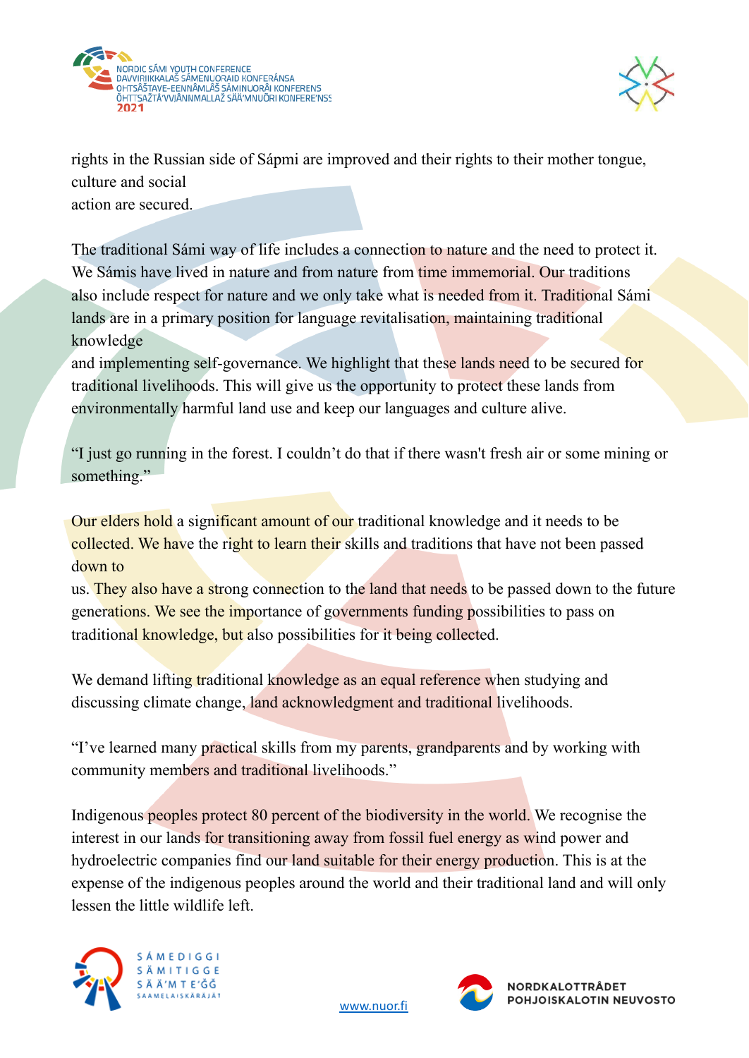rights in the Russian side of Sápmi are improved and their rights to their mother tongue, culture and social action are secured.

The traditional Sámi way of life includes a connection to nature and the need to protect it. We Sámis have lived in nature and from nature from time immemorial. Our traditions also include respect for nature and we only take what is needed from it. Traditional Sámi lands are in a primary position for language revitalisation, maintaining traditional knowledge and implementing self-governance. We highlight that these lands need to be secured for traditional livelihoods. This will give us the opportunity to protect these lands from environmentally harmful land use and keep our languages and culture alive.

"I just go running in the forest. I couldn't do that if there wasn't fresh air or some mining or something."

Our elders hold a significant amount of our traditional knowledge and it needs to be collected. We have the right to learn their skills and traditions that have not been passed down to us. They also have a strong connection to the land that needs to be passed down to the future generations. We see the importance of governments funding possibilities to pass on traditional knowledge, but also possibilities for it being collected.

We demand lifting traditional knowledge as an equal reference when studying and discussing climate change, land acknowledgment and traditional livelihoods.

"I've learned many practical skills from my parents, grandparents and by working with community members and traditional livelihoods."

Indigenous peoples protect 80 percent of the biodiversity in the world. We recognise the interest in our lands for transitioning away from fossil fuel energy as wind power and hydroelectric companies find our land suitable for their energy production. This is at the expense of the indigenous peoples around the world and their traditional land and will only lessen the little wildlife left.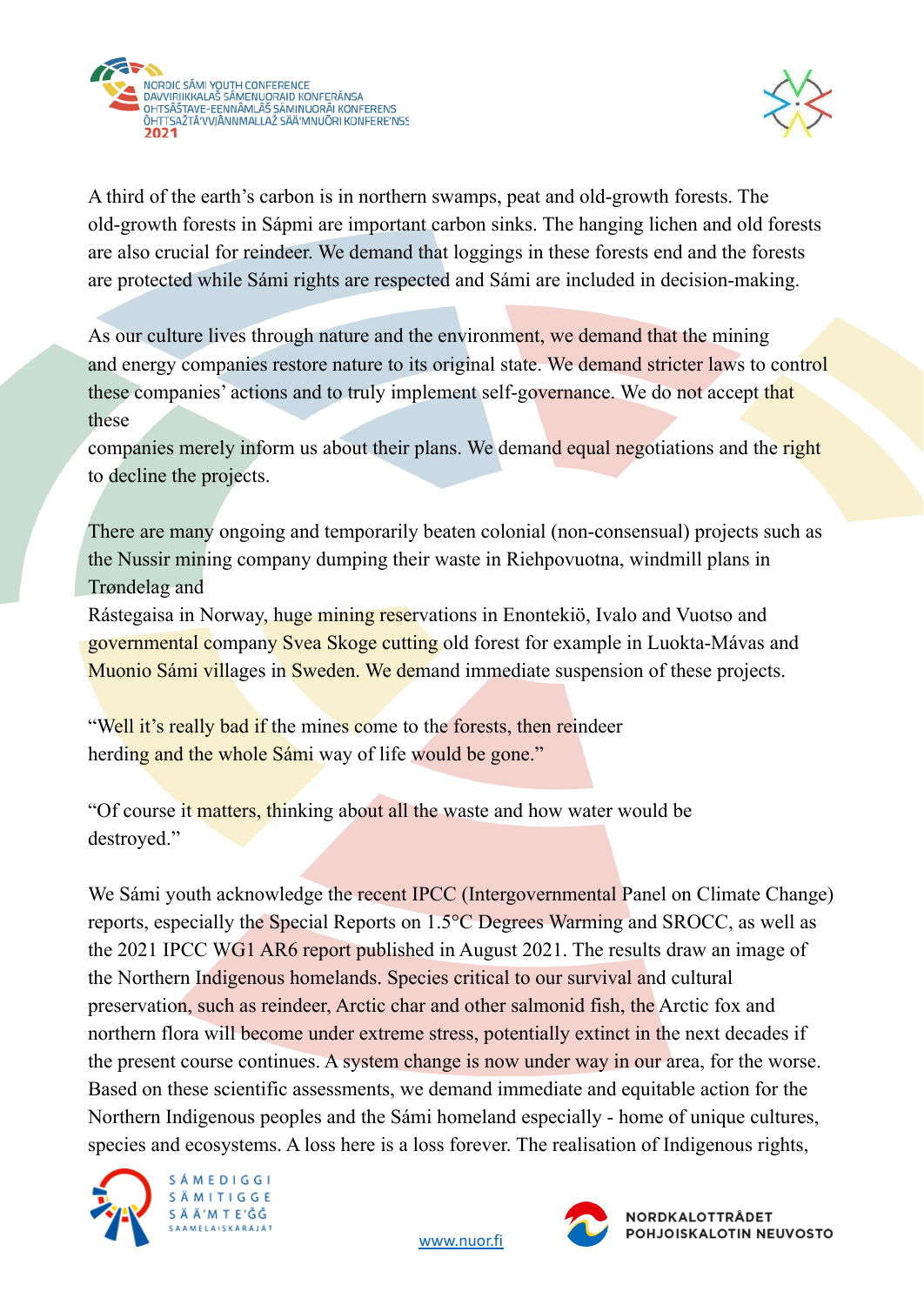A third of the earth's carbon is in northern swamps, peat and old-growth forests. The old-growth forests in Sápmi are important carbon sinks. The hanging lichen and old forests are also crucial for reindeer. We demand that loggings in these forests end and the forests are protected while Sámi rights are respected and Sámi are included in decision-making.

As our culture lives through nature and the environment, we demand that the mining and energy companies restore nature to its original state. We demand stricter laws to control these companies' actions and to truly implement self-governance. We do not accept that these companies merely inform us about their plans. We demand equal negotiations and the right to decline the projects.

There are many ongoing and temporarily beaten colonial (non-consensual) projects such as the Nussir mining company dumping their waste in Riehpovuotna, windmill plans in Trøndelag and Rástegaisa in Norway, huge mining reservations in Enontekiö, Ivalo and Vuotso and governmental company Svea Skoge cutting old forest for example in Luokta-Mávas and Muonio Sámi villages in Sweden. We demand immediate suspension of these projects.

"Well it's really bad if the mines come to the forests, then reindeer herding and the whole Sámi way of life would be gone."

"Of course it matters, thinking about all the waste and how water would be destroyed."

We Sámi youth acknowledge the recent IPCC (Intergovernmental Panel on Climate Change) reports, especially the Special Reports on 1.5°C Degrees Warming and SROCC, as well as the 2021 IPCC WG1 AR6 report published in August 2021. The results draw an image of the Northern Indigenous homelands. Species critical to our survival and cultural preservation, such as reindeer, Arctic char and other salmonid fish, the Arctic fox and northern flora will become under extreme stress, potentially extinct in the next decades if the present course continues. A system change is now under way in our area, for the worse. Based on these scientific assessments, we demand immediate and equitable action for the Northern Indigenous peoples and the Sámi homeland especially - home of unique cultures, species and ecosystems. A loss here is a loss forever. The realisation of Indigenous rights,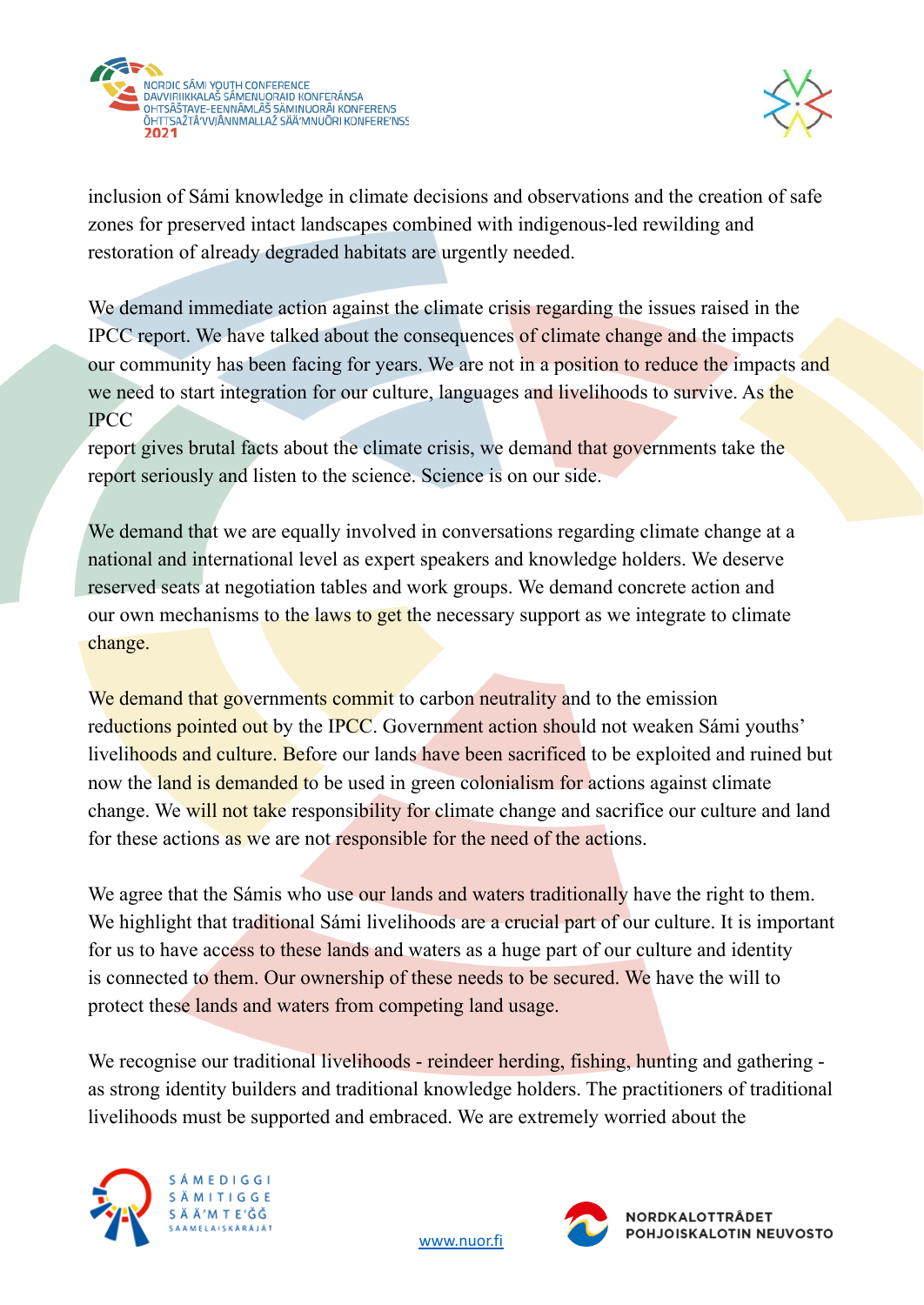inclusion of Sámi knowledge in climate decisions and observations and the creation of safe zones for preserved intact landscapes combined with indigenous-led rewilding and restoration of already degraded habitats are urgently needed.

We demand immediate action against the climate crisis regarding the issues raised in the IPCC report. We have talked about the consequences of climate change and the impacts our community has been facing for years. We are not in a position to reduce the impacts and we need to start integration for our culture, languages and livelihoods to survive. As the IPCC report gives brutal facts about the climate crisis, we demand that governments take the report seriously and listen to the science. Science is on our side.

We demand that we are equally involved in conversations regarding climate change at a national and international level as expert speakers and knowledge holders. We deserve reserved seats at negotiation tables and work groups. We demand concrete action and our own mechanisms to the laws to get the necessary support as we integrate to climate change.

We demand that governments commit to carbon neutrality and to the emission reductions pointed out by the IPCC. Government action should not weaken Sámi youths' livelihoods and culture. Before our lands have been sacrificed to be exploited and ruined but now the land is demanded to be used in green colonialism for actions against climate change. We will not take responsibility for climate change and sacrifice our culture and land for these actions as we are not responsible for the need of the actions.

We agree that the Sámis who use our lands and waters traditionally have the right to them. We highlight that traditional Sámi livelihoods are a crucial part of our culture. It is important for us to have access to these lands and waters as a huge part of our culture and identity is connected to them. Our ownership of these needs to be secured. We have the will to protect these lands and waters from competing land usage.

We recognise our traditional livelihoods - reindeer herding, fishing, hunting and gathering - as strong identity builders and traditional knowledge holders. The practitioners of traditional livelihoods must be supported and embraced. We are extremely worried about the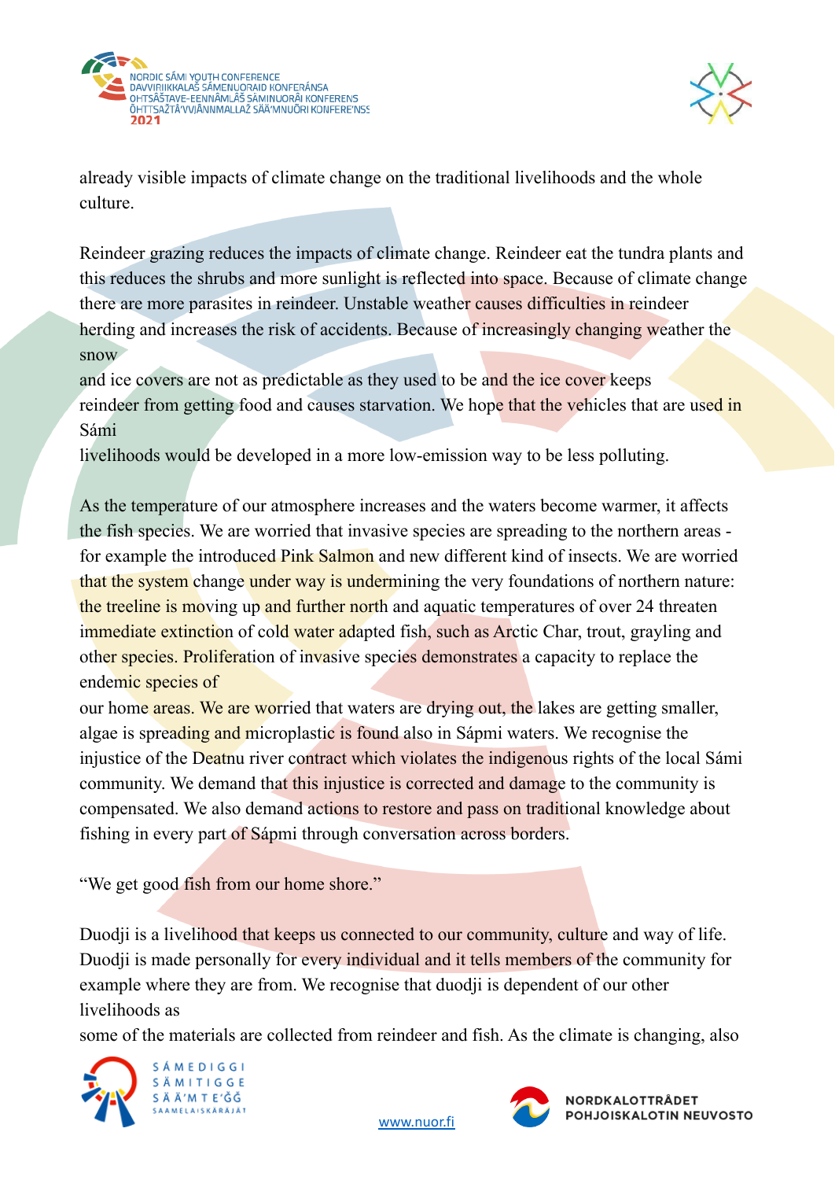already visible impacts of climate change on the traditional livelihoods and the whole culture.

Reindeer grazing reduces the impacts of climate change. Reindeer eat the tundra plants and this reduces the shrubs and more sunlight is reflected into space. Because of climate change there are more parasites in reindeer. Unstable weather causes difficulties in reindeer herding and increases the risk of accidents. Because of increasingly changing weather the snow and ice covers are not as predictable as they used to be and the ice cover keeps reindeer from getting food and causes starvation. We hope that the vehicles that are used in Sámi livelihoods would be developed in a more low-emission way to be less polluting.

As the temperature of our atmosphere increases and the waters become warmer, it affects the fish species. We are worried that invasive species are spreading to the northern areas - for example the introduced Pink Salmon and new different kind of insects. We are worried that the system change under way is undermining the very foundations of northern nature: the treeline is moving up and further north and aquatic temperatures of over 24 threaten immediate extinction of cold water adapted fish, such as Arctic Char, trout, grayling and other species. Proliferation of invasive species demonstrates a capacity to replace the endemic species of our home areas. We are worried that waters are drying out, the lakes are getting smaller, algae is spreading and microplastic is found also in Sápmi waters. We recognise the injustice of the Deatnu river contract which violates the indigenous rights of the local Sámi community. We demand that this injustice is corrected and damage to the community is compensated. We also demand actions to restore and pass on traditional knowledge about fishing in every part of Sápmi through conversation across borders.

"We get good fish from our home shore."

Duodji is a livelihood that keeps us connected to our community, culture and way of life. Duodji is made personally for every individual and it tells members of the community for example where they are from. We recognise that duodji is dependent of our other livelihoods as some of the materials are collected from reindeer and fish. As the climate is changing, also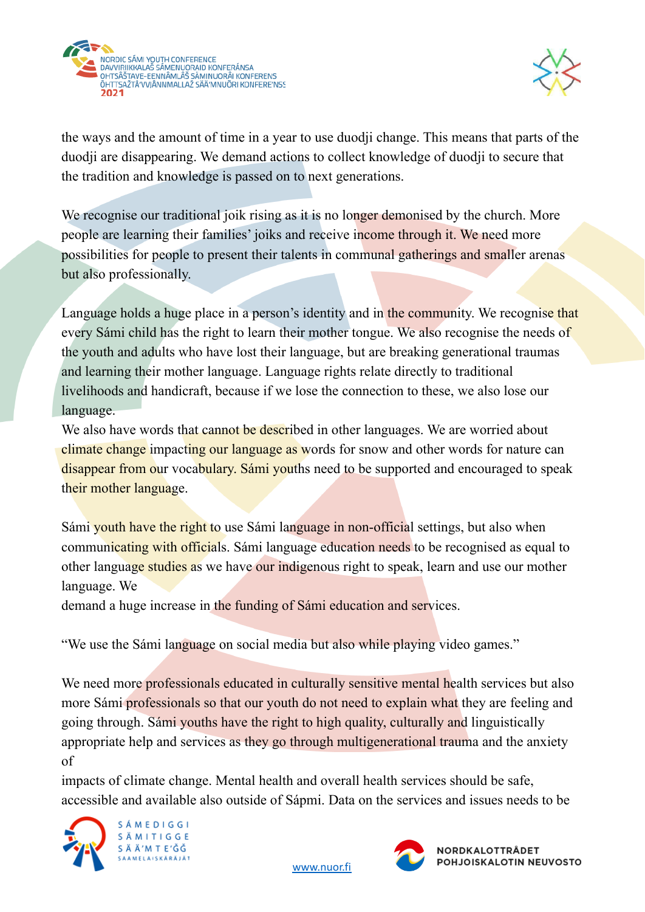the ways and the amount of time in a year to use duodji change. This means that parts of the duodji are disappearing. We demand actions to collect knowledge of duodji to secure that the tradition and knowledge is passed on to next generations.

We recognise our traditional joik rising as it is no longer demonised by the church. More people are learning their families' joiks and receive income through it. We need more possibilities for people to present their talents in communal gatherings and smaller arenas but also professionally.

Language holds a huge place in a person's identity and in the community. We recognise that every Sámi child has the right to learn their mother tongue. We also recognise the needs of the youth and adults who have lost their language, but are breaking generational traumas and learning their mother language. Language rights relate directly to traditional livelihoods and handicraft, because if we lose the connection to these, we also lose our language.

We also have words that cannot be described in other languages. We are worried about climate change impacting our language as words for snow and other words for nature can disappear from our vocabulary. Sámi youths need to be supported and encouraged to speak their mother language.

Sámi youth have the right to use Sámi language in non-official settings, but also when communicating with officials. Sámi language education needs to be recognised as equal to other language studies as we have our indigenous right to speak, learn and use our mother language. We demand a huge increase in the funding of Sámi education and services.

"We use the Sámi language on social media but also while playing video games."

We need more professionals educated in culturally sensitive mental health services but also more Sámi professionals so that our youth do not need to explain what they are feeling and going through. Sámi youths have the right to high quality, culturally and linguistically appropriate help and services as they go through multigenerational trauma and the anxiety of impacts of climate change. Mental health and overall health services should be safe, accessible and available also outside of Sápmi. Data on the services and issues needs to be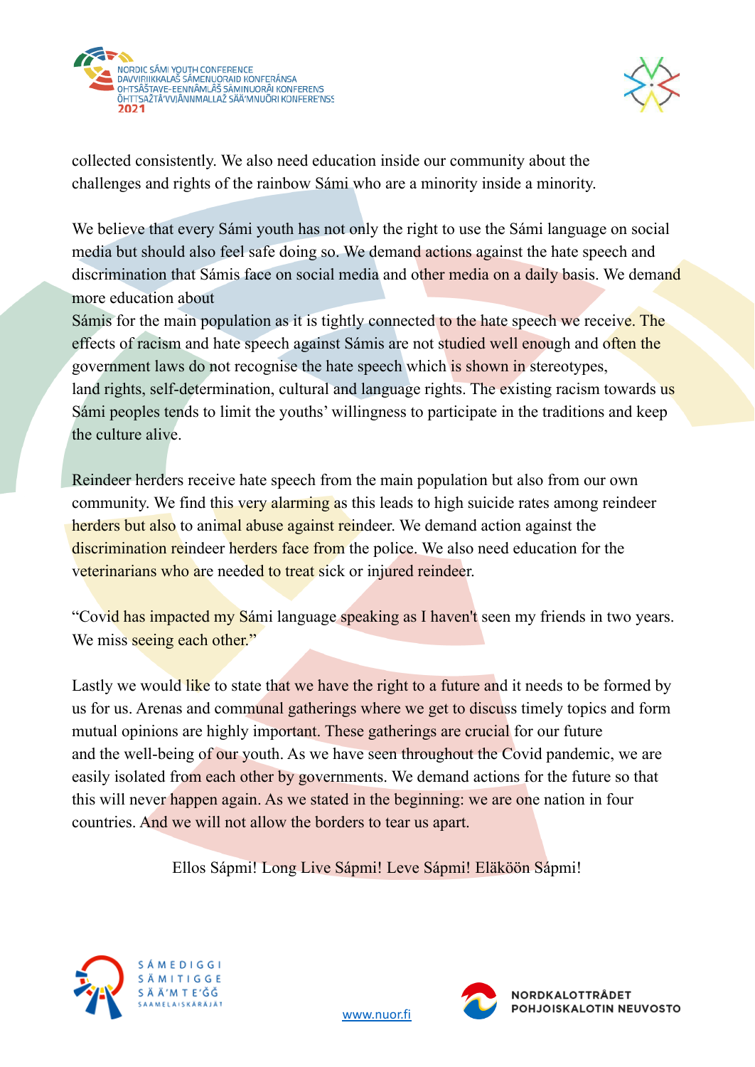collected consistently. We also need education inside our community about the challenges and rights of the rainbow Sámi who are a minority inside a minority.

We believe that every Sámi youth has not only the right to use the Sámi language on social media but should also feel safe doing so. We demand actions against the hate speech and discrimination that Sámis face on social media and other media on a daily basis. We demand more education about Sámis for the main population as it is tightly connected to the hate speech we receive. The effects of racism and hate speech against Sámis are not studied well enough and often the government laws do not recognise the hate speech which is shown in stereotypes, land rights, self-determination, cultural and language rights. The existing racism towards us Sámi peoples tends to limit the youths' willingness to participate in the traditions and keep the culture alive.

Reindeer herders receive hate speech from the main population but also from our own community. We find this very alarming as this leads to high suicide rates among reindeer herders but also to animal abuse against reindeer. We demand action against the discrimination reindeer herders face from the police. We also need education for the veterinarians who are needed to treat sick or injured reindeer.

"Covid has impacted my Sámi language speaking as I haven't seen my friends in two years. We miss seeing each other."

Lastly we would like to state that we have the right to a future and it needs to be formed by us for us. Arenas and communal gatherings where we get to discuss timely topics and form mutual opinions are highly important. These gatherings are crucial for our future and the well-being of our youth. As we have seen throughout the Covid pandemic, we are easily isolated from each other by governments. We demand actions for the future so that this will never happen again. As we stated in the beginning: we are one nation in four countries. And we will not allow the borders to tear us apart.

Ellos Sápmi! Long Live Sápmi! Leve Sápmi! Eläköön Sápmi!

www.nuor.fi